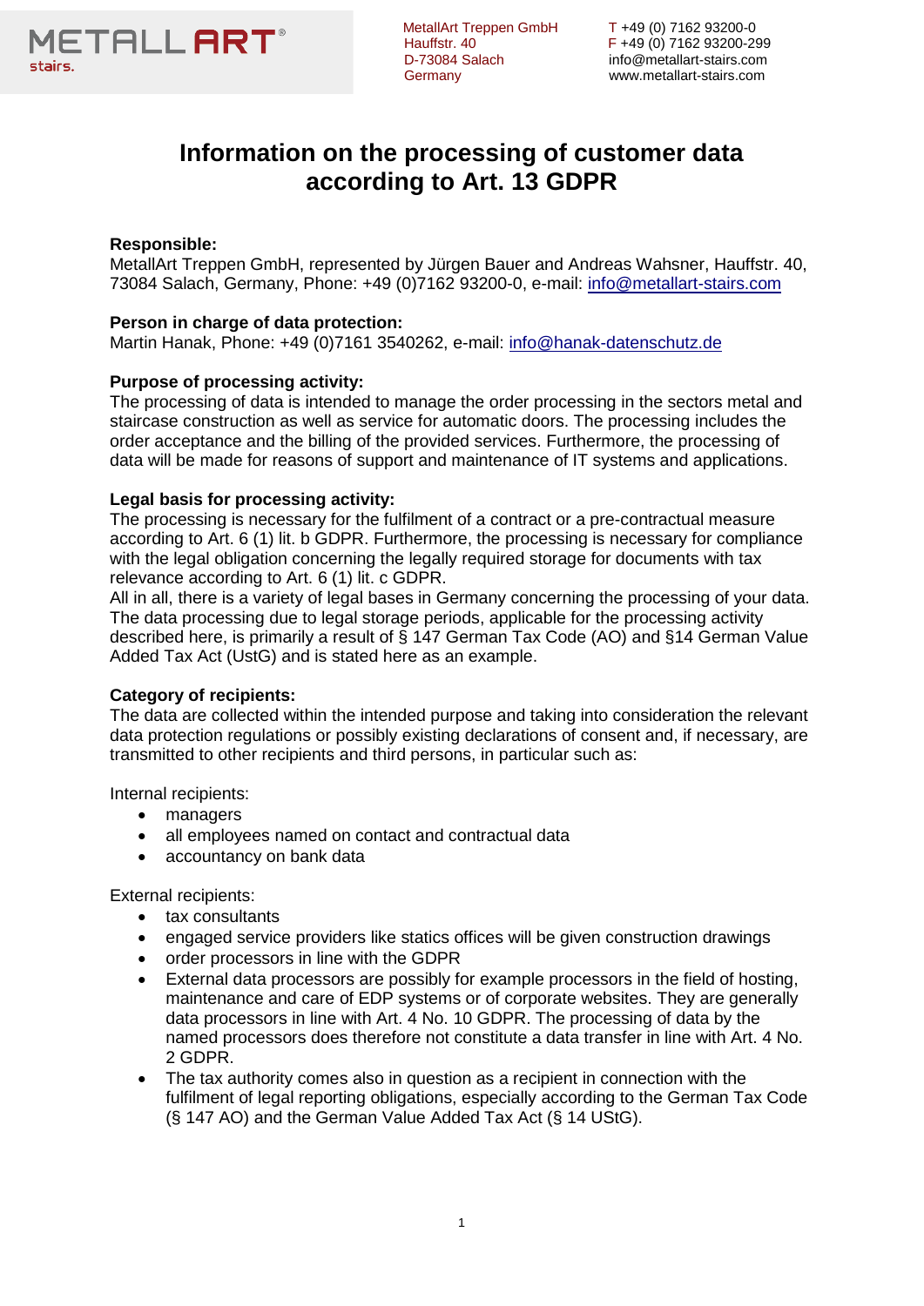METALLART stairs.

MetallArt Treppen GmbH
Hauffstr. 40
D-73084 Salach
Germany

T +49 (0) 7162 93200-0
F +49 (0) 7162 93200-299
info@metallart-stairs.com
www.metallart-stairs.com

# Information on the processing of customer data according to Art. 13 GDPR

**Responsible:**
MetallArt Treppen GmbH, represented by Jürgen Bauer and Andreas Wahsner, Hauffstr. 40, 73084 Salach, Germany, Phone: +49 (0)7162 93200-0, e-mail: info@metallart-stairs.com

**Person in charge of data protection:**
Martin Hanak, Phone: +49 (0)7161 3540262, e-mail: info@hanak-datenschutz.de

**Purpose of processing activity:**
The processing of data is intended to manage the order processing in the sectors metal and staircase construction as well as service for automatic doors. The processing includes the order acceptance and the billing of the provided services. Furthermore, the processing of data will be made for reasons of support and maintenance of IT systems and applications.

**Legal basis for processing activity:**
The processing is necessary for the fulfilment of a contract or a pre-contractual measure according to Art. 6 (1) lit. b GDPR. Furthermore, the processing is necessary for compliance with the legal obligation concerning the legally required storage for documents with tax relevance according to Art. 6 (1) lit. c GDPR.
All in all, there is a variety of legal bases in Germany concerning the processing of your data. The data processing due to legal storage periods, applicable for the processing activity described here, is primarily a result of § 147 German Tax Code (AO) and §14 German Value Added Tax Act (UstG) and is stated here as an example.

**Category of recipients:**
The data are collected within the intended purpose and taking into consideration the relevant data protection regulations or possibly existing declarations of consent and, if necessary, are transmitted to other recipients and third persons, in particular such as:

Internal recipients:

- managers
- all employees named on contact and contractual data
- accountancy on bank data

External recipients:

- tax consultants
- engaged service providers like statics offices will be given construction drawings
- order processors in line with the GDPR
- External data processors are possibly for example processors in the field of hosting, maintenance and care of EDP systems or of corporate websites. They are generally data processors in line with Art. 4 No. 10 GDPR. The processing of data by the named processors does therefore not constitute a data transfer in line with Art. 4 No. 2 GDPR.
- The tax authority comes also in question as a recipient in connection with the fulfilment of legal reporting obligations, especially according to the German Tax Code (§ 147 AO) and the German Value Added Tax Act (§ 14 UStG).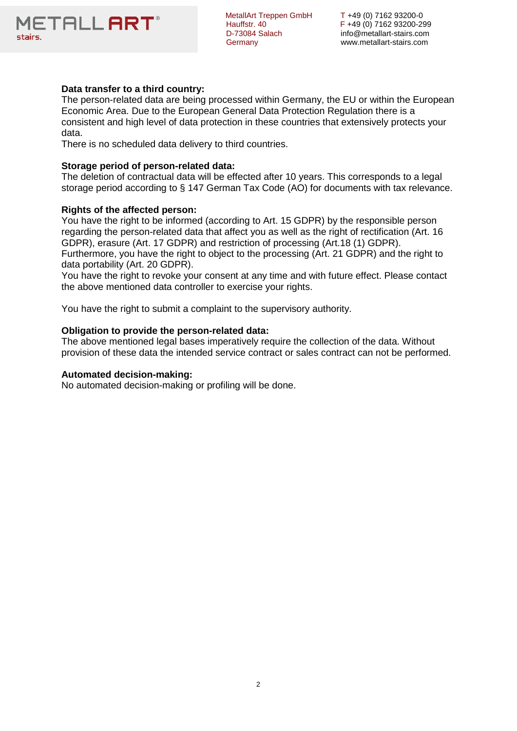**Data transfer to a third country:**
The person-related data are being processed within Germany, the EU or within the European Economic Area. Due to the European General Data Protection Regulation there is a consistent and high level of data protection in these countries that extensively protects your data.
There is no scheduled data delivery to third countries.

**Storage period of person-related data:**
The deletion of contractual data will be effected after 10 years. This corresponds to a legal storage period according to § 147 German Tax Code (AO) for documents with tax relevance.

**Rights of the affected person:**
You have the right to be informed (according to Art. 15 GDPR) by the responsible person regarding the person-related data that affect you as well as the right of rectification (Art. 16 GDPR), erasure (Art. 17 GDPR) and restriction of processing (Art.18 (1) GDPR).
Furthermore, you have the right to object to the processing (Art. 21 GDPR) and the right to data portability (Art. 20 GDPR).
You have the right to revoke your consent at any time and with future effect. Please contact the above mentioned data controller to exercise your rights.

You have the right to submit a complaint to the supervisory authority.

**Obligation to provide the person-related data:**
The above mentioned legal bases imperatively require the collection of the data. Without provision of these data the intended service contract or sales contract can not be performed.

**Automated decision-making:**
No automated decision-making or profiling will be done.